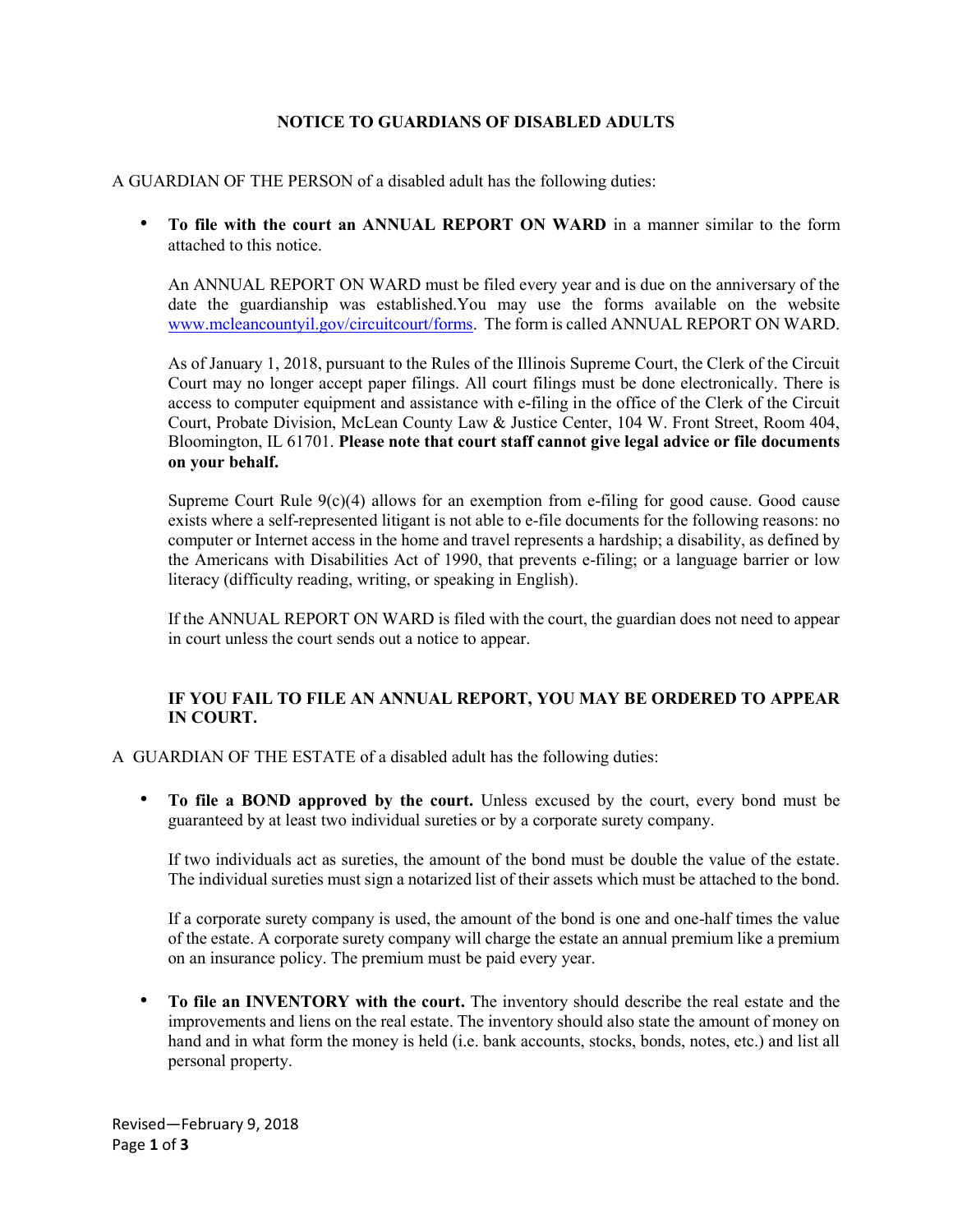# NOTICE TO GUARDIANS OF DISABLED ADULTS

A GUARDIAN OF THE PERSON of a disabled adult has the following duties:

- **To file with the court an ANNUAL REPORT ON WARD** in a manner similar to the form attached to this notice.

  An ANNUAL REPORT ON WARD must be filed every year and is due on the anniversary of the date the guardianship was established.You may use the forms available on the website [www.mcleancountyil.gov/circuitcourt/forms](http://www.mcleancountyil.gov/circuitcourt/forms). The form is called ANNUAL REPORT ON WARD.

  As of January 1, 2018, pursuant to the Rules of the Illinois Supreme Court, the Clerk of the Circuit Court may no longer accept paper filings. All court filings must be done electronically. There is access to computer equipment and assistance with e-filing in the office of the Clerk of the Circuit Court, Probate Division, McLean County Law & Justice Center, 104 W. Front Street, Room 404, Bloomington, IL 61701. **Please note that court staff cannot give legal advice or file documents on your behalf.**

  Supreme Court Rule 9(c)(4) allows for an exemption from e-filing for good cause. Good cause exists where a self-represented litigant is not able to e-file documents for the following reasons: no computer or Internet access in the home and travel represents a hardship; a disability, as defined by the Americans with Disabilities Act of 1990, that prevents e-filing; or a language barrier or low literacy (difficulty reading, writing, or speaking in English).

  If the ANNUAL REPORT ON WARD is filed with the court, the guardian does not need to appear in court unless the court sends out a notice to appear.

  **IF YOU FAIL TO FILE AN ANNUAL REPORT, YOU MAY BE ORDERED TO APPEAR IN COURT.**

A GUARDIAN OF THE ESTATE of a disabled adult has the following duties:

- **To file a BOND approved by the court.** Unless excused by the court, every bond must be guaranteed by at least two individual sureties or by a corporate surety company.

  If two individuals act as sureties, the amount of the bond must be double the value of the estate. The individual sureties must sign a notarized list of their assets which must be attached to the bond.

  If a corporate surety company is used, the amount of the bond is one and one-half times the value of the estate. A corporate surety company will charge the estate an annual premium like a premium on an insurance policy. The premium must be paid every year.

- **To file an INVENTORY with the court.** The inventory should describe the real estate and the improvements and liens on the real estate. The inventory should also state the amount of money on hand and in what form the money is held (i.e. bank accounts, stocks, bonds, notes, etc.) and list all personal property.

Revised—February 9, 2018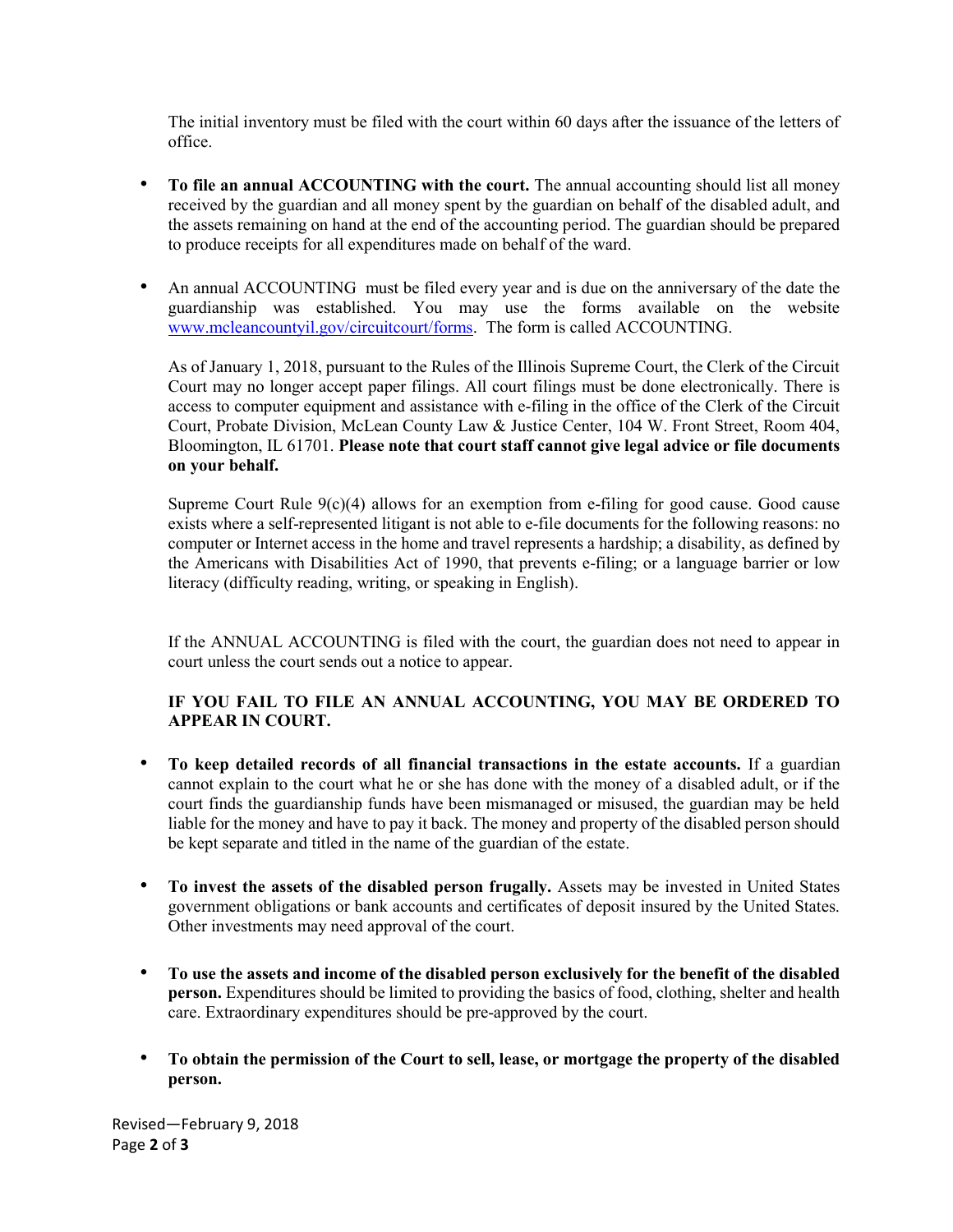The initial inventory must be filed with the court within 60 days after the issuance of the letters of office.

- **To file an annual ACCOUNTING with the court.** The annual accounting should list all money received by the guardian and all money spent by the guardian on behalf of the disabled adult, and the assets remaining on hand at the end of the accounting period. The guardian should be prepared to produce receipts for all expenditures made on behalf of the ward.

- An annual ACCOUNTING must be filed every year and is due on the anniversary of the date the guardianship was established. You may use the forms available on the website [www.mcleancountyil.gov/circuitcourt/forms](http://www.mcleancountyil.gov/circuitcourt/forms). The form is called ACCOUNTING.

  As of January 1, 2018, pursuant to the Rules of the Illinois Supreme Court, the Clerk of the Circuit Court may no longer accept paper filings. All court filings must be done electronically. There is access to computer equipment and assistance with e-filing in the office of the Clerk of the Circuit Court, Probate Division, McLean County Law & Justice Center, 104 W. Front Street, Room 404, Bloomington, IL 61701. **Please note that court staff cannot give legal advice or file documents on your behalf.**

  Supreme Court Rule 9(c)(4) allows for an exemption from e-filing for good cause. Good cause exists where a self-represented litigant is not able to e-file documents for the following reasons: no computer or Internet access in the home and travel represents a hardship; a disability, as defined by the Americans with Disabilities Act of 1990, that prevents e-filing; or a language barrier or low literacy (difficulty reading, writing, or speaking in English).

  If the ANNUAL ACCOUNTING is filed with the court, the guardian does not need to appear in court unless the court sends out a notice to appear.

  **IF YOU FAIL TO FILE AN ANNUAL ACCOUNTING, YOU MAY BE ORDERED TO APPEAR IN COURT.**

- **To keep detailed records of all financial transactions in the estate accounts.** If a guardian cannot explain to the court what he or she has done with the money of a disabled adult, or if the court finds the guardianship funds have been mismanaged or misused, the guardian may be held liable for the money and have to pay it back. The money and property of the disabled person should be kept separate and titled in the name of the guardian of the estate.

- **To invest the assets of the disabled person frugally.** Assets may be invested in United States government obligations or bank accounts and certificates of deposit insured by the United States. Other investments may need approval of the court.

- **To use the assets and income of the disabled person exclusively for the benefit of the disabled person.** Expenditures should be limited to providing the basics of food, clothing, shelter and health care. Extraordinary expenditures should be pre-approved by the court.

- **To obtain the permission of the Court to sell, lease, or mortgage the property of the disabled person.**

Revised—February 9, 2018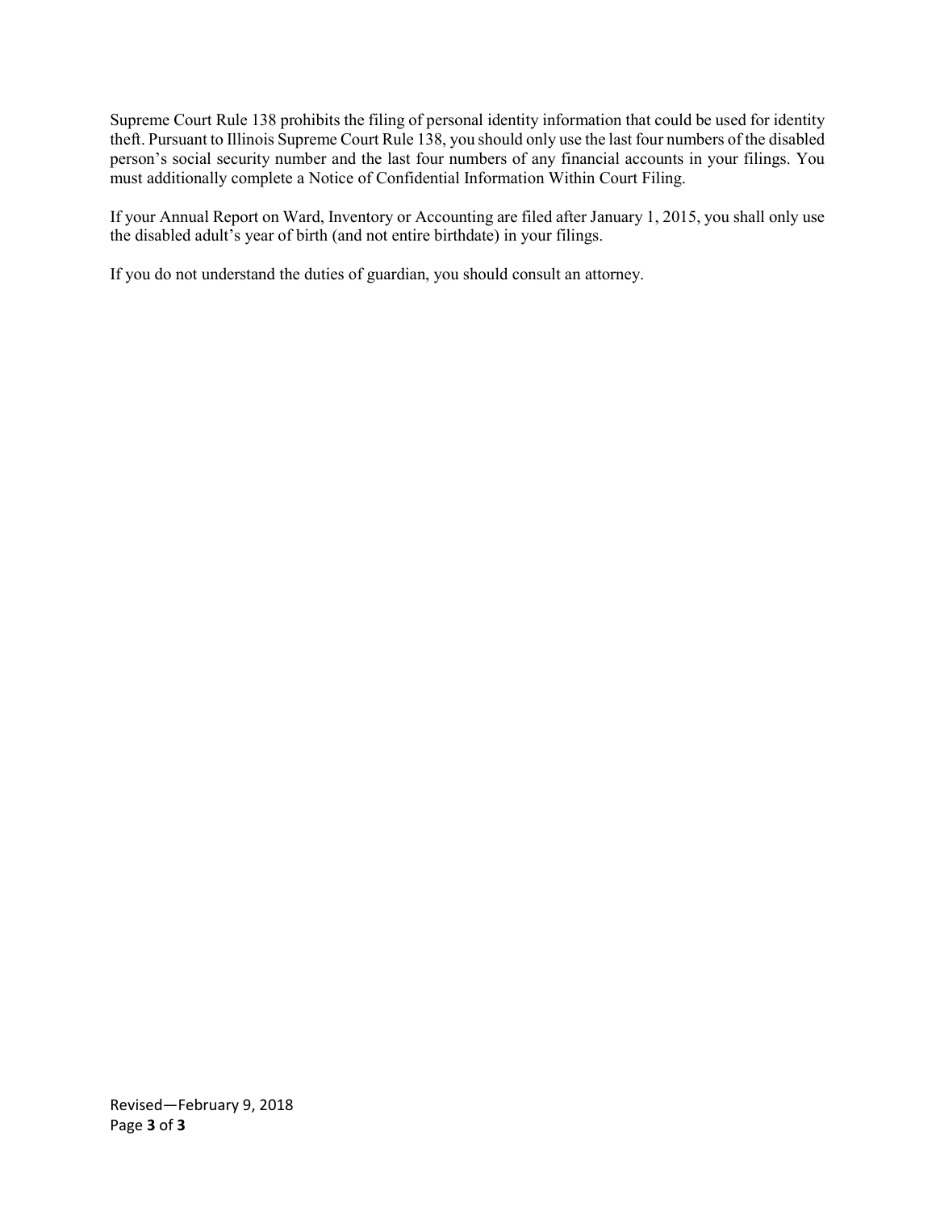Supreme Court Rule 138 prohibits the filing of personal identity information that could be used for identity theft. Pursuant to Illinois Supreme Court Rule 138, you should only use the last four numbers of the disabled person's social security number and the last four numbers of any financial accounts in your filings. You must additionally complete a Notice of Confidential Information Within Court Filing.

If your Annual Report on Ward, Inventory or Accounting are filed after January 1, 2015, you shall only use the disabled adult's year of birth (and not entire birthdate) in your filings.

If you do not understand the duties of guardian, you should consult an attorney.

Revised—February 9, 2018